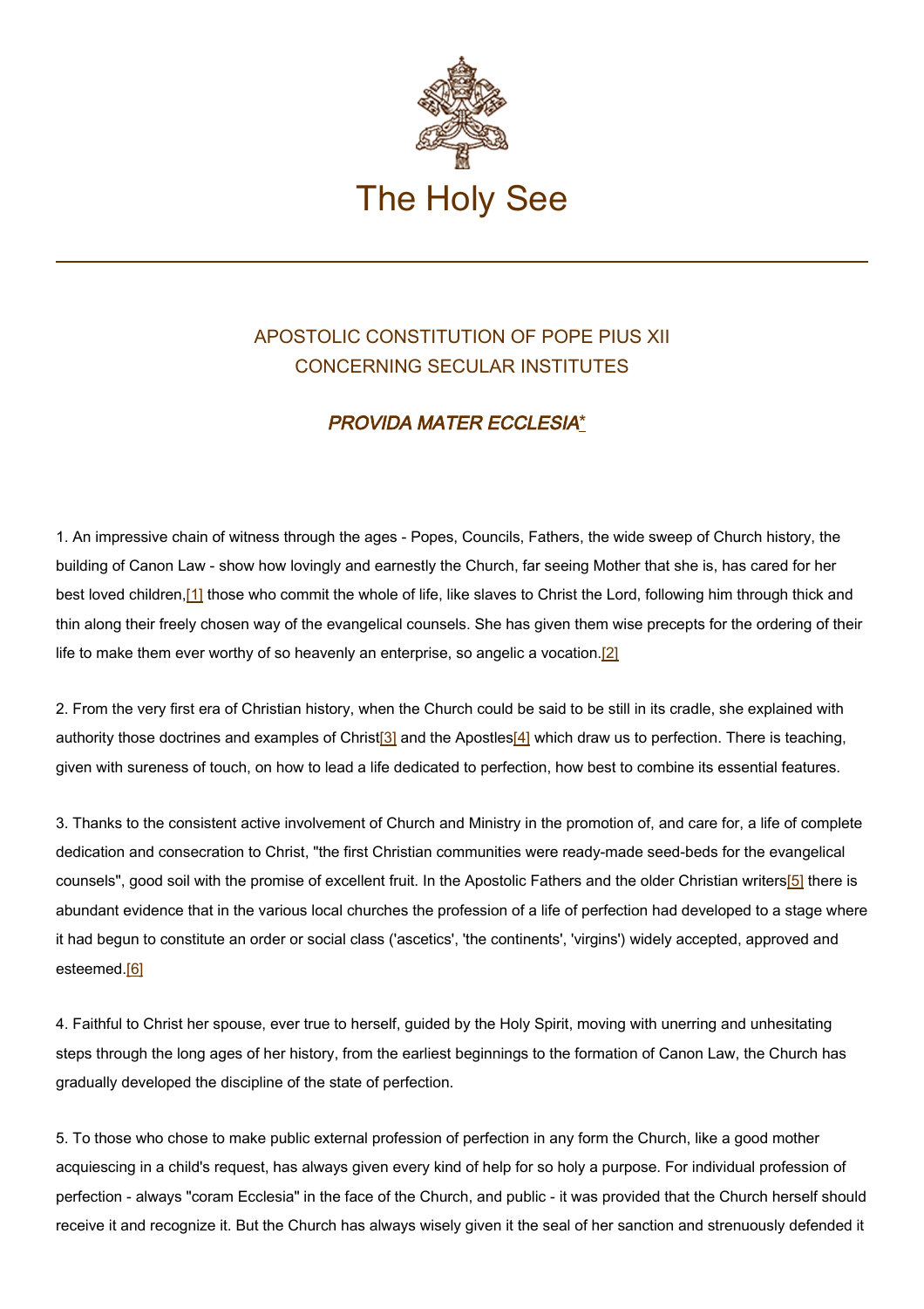# The Holy See

## APOSTOLIC CONSTITUTION OF POPE PIUS XII CONCERNING SECULAR INSTITUTES

### *PROVIDA MATER ECCLESIA**

1. An impressive chain of witness through the ages - Popes, Councils, Fathers, the wide sweep of Church history, the building of Canon Law - show how lovingly and earnestly the Church, far seeing Mother that she is, has cared for her best loved children,[1] those who commit the whole of life, like slaves to Christ the Lord, following him through thick and thin along their freely chosen way of the evangelical counsels. She has given them wise precepts for the ordering of their life to make them ever worthy of so heavenly an enterprise, so angelic a vocation.[2]

2. From the very first era of Christian history, when the Church could be said to be still in its cradle, she explained with authority those doctrines and examples of Christ[3] and the Apostles[4] which draw us to perfection. There is teaching, given with sureness of touch, on how to lead a life dedicated to perfection, how best to combine its essential features.

3. Thanks to the consistent active involvement of Church and Ministry in the promotion of, and care for, a life of complete dedication and consecration to Christ, "the first Christian communities were ready-made seed-beds for the evangelical counsels", good soil with the promise of excellent fruit. In the Apostolic Fathers and the older Christian writers[5] there is abundant evidence that in the various local churches the profession of a life of perfection had developed to a stage where it had begun to constitute an order or social class ('ascetics', 'the continents', 'virgins') widely accepted, approved and esteemed.[6]

4. Faithful to Christ her spouse, ever true to herself, guided by the Holy Spirit, moving with unerring and unhesitating steps through the long ages of her history, from the earliest beginnings to the formation of Canon Law, the Church has gradually developed the discipline of the state of perfection.

5. To those who chose to make public external profession of perfection in any form the Church, like a good mother acquiescing in a child's request, has always given every kind of help for so holy a purpose. For individual profession of perfection - always "coram Ecclesia" in the face of the Church, and public - it was provided that the Church herself should receive it and recognize it. But the Church has always wisely given it the seal of her sanction and strenuously defended it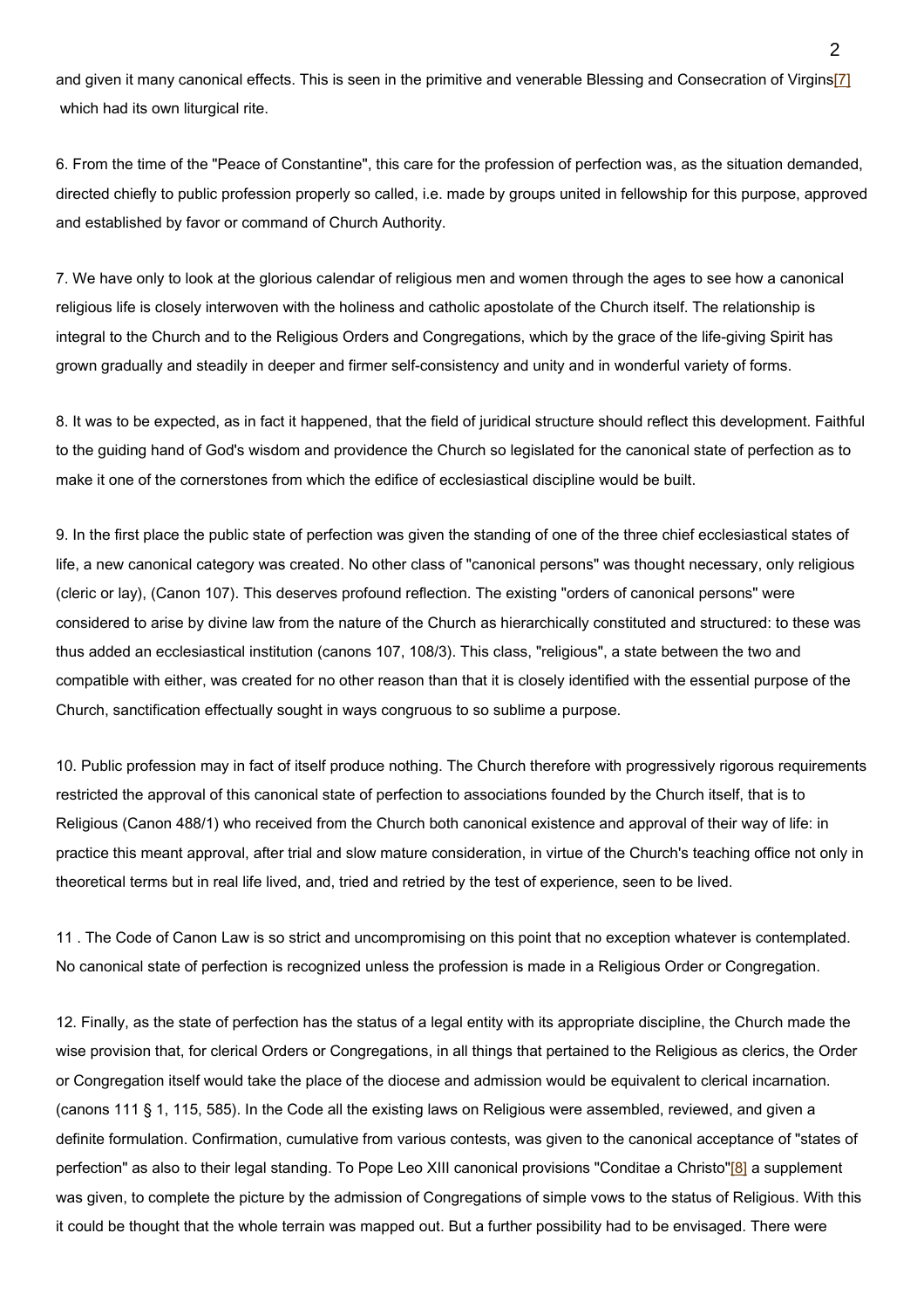and given it many canonical effects. This is seen in the primitive and venerable Blessing and Consecration of Virgins[7] which had its own liturgical rite.

6. From the time of the "Peace of Constantine", this care for the profession of perfection was, as the situation demanded, directed chiefly to public profession properly so called, i.e. made by groups united in fellowship for this purpose, approved and established by favor or command of Church Authority.

7. We have only to look at the glorious calendar of religious men and women through the ages to see how a canonical religious life is closely interwoven with the holiness and catholic apostolate of the Church itself. The relationship is integral to the Church and to the Religious Orders and Congregations, which by the grace of the life-giving Spirit has grown gradually and steadily in deeper and firmer self-consistency and unity and in wonderful variety of forms.

8. It was to be expected, as in fact it happened, that the field of juridical structure should reflect this development. Faithful to the guiding hand of God's wisdom and providence the Church so legislated for the canonical state of perfection as to make it one of the cornerstones from which the edifice of ecclesiastical discipline would be built.

9. In the first place the public state of perfection was given the standing of one of the three chief ecclesiastical states of life, a new canonical category was created. No other class of "canonical persons" was thought necessary, only religious (cleric or lay), (Canon 107). This deserves profound reflection. The existing "orders of canonical persons" were considered to arise by divine law from the nature of the Church as hierarchically constituted and structured: to these was thus added an ecclesiastical institution (canons 107, 108/3). This class, "religious", a state between the two and compatible with either, was created for no other reason than that it is closely identified with the essential purpose of the Church, sanctification effectually sought in ways congruous to so sublime a purpose.

10. Public profession may in fact of itself produce nothing. The Church therefore with progressively rigorous requirements restricted the approval of this canonical state of perfection to associations founded by the Church itself, that is to Religious (Canon 488/1) who received from the Church both canonical existence and approval of their way of life: in practice this meant approval, after trial and slow mature consideration, in virtue of the Church's teaching office not only in theoretical terms but in real life lived, and, tried and retried by the test of experience, seen to be lived.

11 . The Code of Canon Law is so strict and uncompromising on this point that no exception whatever is contemplated. No canonical state of perfection is recognized unless the profession is made in a Religious Order or Congregation.

12. Finally, as the state of perfection has the status of a legal entity with its appropriate discipline, the Church made the wise provision that, for clerical Orders or Congregations, in all things that pertained to the Religious as clerics, the Order or Congregation itself would take the place of the diocese and admission would be equivalent to clerical incarnation. (canons 111 § 1, 115, 585). In the Code all the existing laws on Religious were assembled, reviewed, and given a definite formulation. Confirmation, cumulative from various contests, was given to the canonical acceptance of "states of perfection" as also to their legal standing. To Pope Leo XIII canonical provisions "Conditae a Christo"[8] a supplement was given, to complete the picture by the admission of Congregations of simple vows to the status of Religious. With this it could be thought that the whole terrain was mapped out. But a further possibility had to be envisaged. There were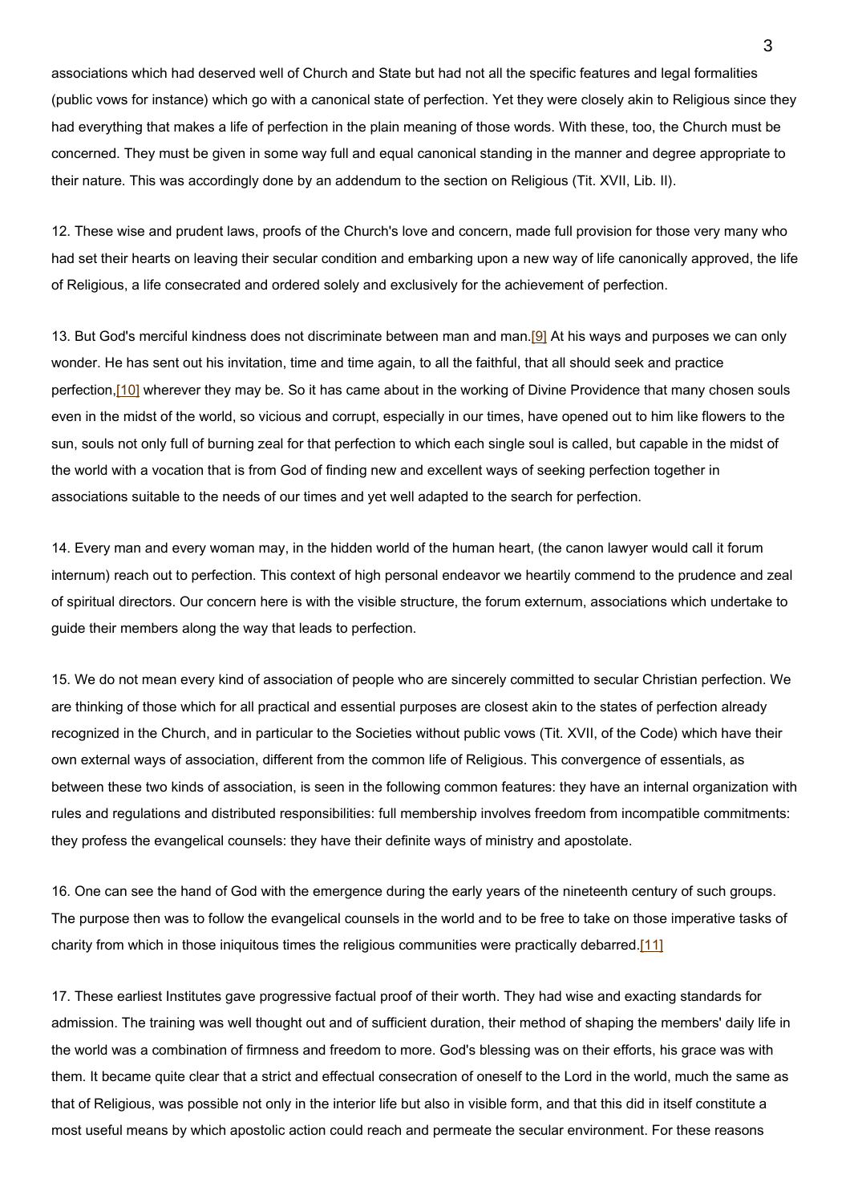associations which had deserved well of Church and State but had not all the specific features and legal formalities (public vows for instance) which go with a canonical state of perfection. Yet they were closely akin to Religious since they had everything that makes a life of perfection in the plain meaning of those words. With these, too, the Church must be concerned. They must be given in some way full and equal canonical standing in the manner and degree appropriate to their nature. This was accordingly done by an addendum to the section on Religious (Tit. XVII, Lib. II).

12. These wise and prudent laws, proofs of the Church's love and concern, made full provision for those very many who had set their hearts on leaving their secular condition and embarking upon a new way of life canonically approved, the life of Religious, a life consecrated and ordered solely and exclusively for the achievement of perfection.

13. But God's merciful kindness does not discriminate between man and man.[9] At his ways and purposes we can only wonder. He has sent out his invitation, time and time again, to all the faithful, that all should seek and practice perfection,[10] wherever they may be. So it has came about in the working of Divine Providence that many chosen souls even in the midst of the world, so vicious and corrupt, especially in our times, have opened out to him like flowers to the sun, souls not only full of burning zeal for that perfection to which each single soul is called, but capable in the midst of the world with a vocation that is from God of finding new and excellent ways of seeking perfection together in associations suitable to the needs of our times and yet well adapted to the search for perfection.

14. Every man and every woman may, in the hidden world of the human heart, (the canon lawyer would call it forum internum) reach out to perfection. This context of high personal endeavor we heartily commend to the prudence and zeal of spiritual directors. Our concern here is with the visible structure, the forum externum, associations which undertake to guide their members along the way that leads to perfection.

15. We do not mean every kind of association of people who are sincerely committed to secular Christian perfection. We are thinking of those which for all practical and essential purposes are closest akin to the states of perfection already recognized in the Church, and in particular to the Societies without public vows (Tit. XVII, of the Code) which have their own external ways of association, different from the common life of Religious. This convergence of essentials, as between these two kinds of association, is seen in the following common features: they have an internal organization with rules and regulations and distributed responsibilities: full membership involves freedom from incompatible commitments: they profess the evangelical counsels: they have their definite ways of ministry and apostolate.

16. One can see the hand of God with the emergence during the early years of the nineteenth century of such groups. The purpose then was to follow the evangelical counsels in the world and to be free to take on those imperative tasks of charity from which in those iniquitous times the religious communities were practically debarred.[11]

17. These earliest Institutes gave progressive factual proof of their worth. They had wise and exacting standards for admission. The training was well thought out and of sufficient duration, their method of shaping the members' daily life in the world was a combination of firmness and freedom to more. God's blessing was on their efforts, his grace was with them. It became quite clear that a strict and effectual consecration of oneself to the Lord in the world, much the same as that of Religious, was possible not only in the interior life but also in visible form, and that this did in itself constitute a most useful means by which apostolic action could reach and permeate the secular environment. For these reasons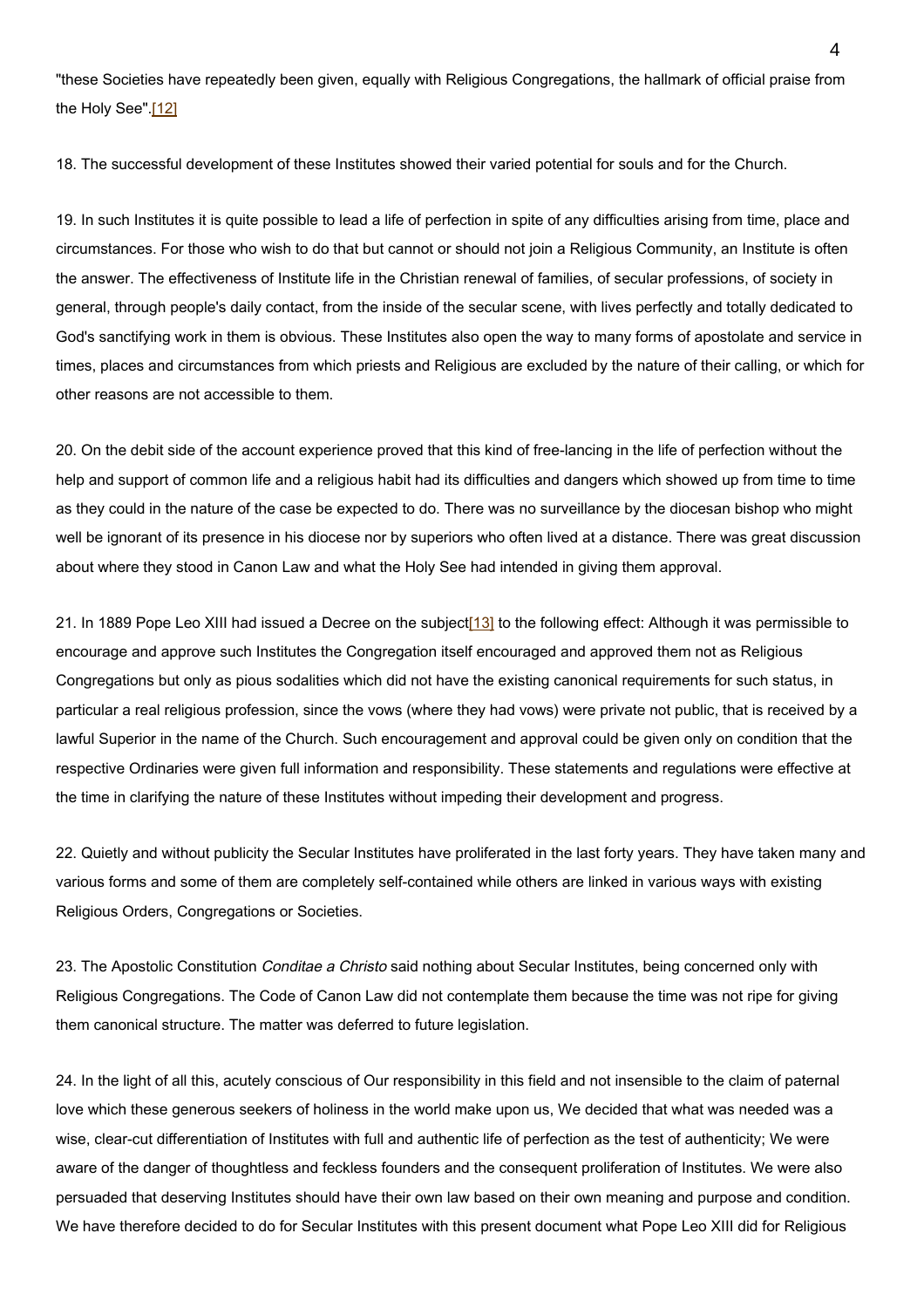"these Societies have repeatedly been given, equally with Religious Congregations, the hallmark of official praise from the Holy See".[12]

18. The successful development of these Institutes showed their varied potential for souls and for the Church.

19. In such Institutes it is quite possible to lead a life of perfection in spite of any difficulties arising from time, place and circumstances. For those who wish to do that but cannot or should not join a Religious Community, an Institute is often the answer. The effectiveness of Institute life in the Christian renewal of families, of secular professions, of society in general, through people's daily contact, from the inside of the secular scene, with lives perfectly and totally dedicated to God's sanctifying work in them is obvious. These Institutes also open the way to many forms of apostolate and service in times, places and circumstances from which priests and Religious are excluded by the nature of their calling, or which for other reasons are not accessible to them.

20. On the debit side of the account experience proved that this kind of free-lancing in the life of perfection without the help and support of common life and a religious habit had its difficulties and dangers which showed up from time to time as they could in the nature of the case be expected to do. There was no surveillance by the diocesan bishop who might well be ignorant of its presence in his diocese nor by superiors who often lived at a distance. There was great discussion about where they stood in Canon Law and what the Holy See had intended in giving them approval.

21. In 1889 Pope Leo XIII had issued a Decree on the subject[13] to the following effect: Although it was permissible to encourage and approve such Institutes the Congregation itself encouraged and approved them not as Religious Congregations but only as pious sodalities which did not have the existing canonical requirements for such status, in particular a real religious profession, since the vows (where they had vows) were private not public, that is received by a lawful Superior in the name of the Church. Such encouragement and approval could be given only on condition that the respective Ordinaries were given full information and responsibility. These statements and regulations were effective at the time in clarifying the nature of these Institutes without impeding their development and progress.

22. Quietly and without publicity the Secular Institutes have proliferated in the last forty years. They have taken many and various forms and some of them are completely self-contained while others are linked in various ways with existing Religious Orders, Congregations or Societies.

23. The Apostolic Constitution *Conditae a Christo* said nothing about Secular Institutes, being concerned only with Religious Congregations. The Code of Canon Law did not contemplate them because the time was not ripe for giving them canonical structure. The matter was deferred to future legislation.

24. In the light of all this, acutely conscious of Our responsibility in this field and not insensible to the claim of paternal love which these generous seekers of holiness in the world make upon us, We decided that what was needed was a wise, clear-cut differentiation of Institutes with full and authentic life of perfection as the test of authenticity; We were aware of the danger of thoughtless and feckless founders and the consequent proliferation of Institutes. We were also persuaded that deserving Institutes should have their own law based on their own meaning and purpose and condition. We have therefore decided to do for Secular Institutes with this present document what Pope Leo XIII did for Religious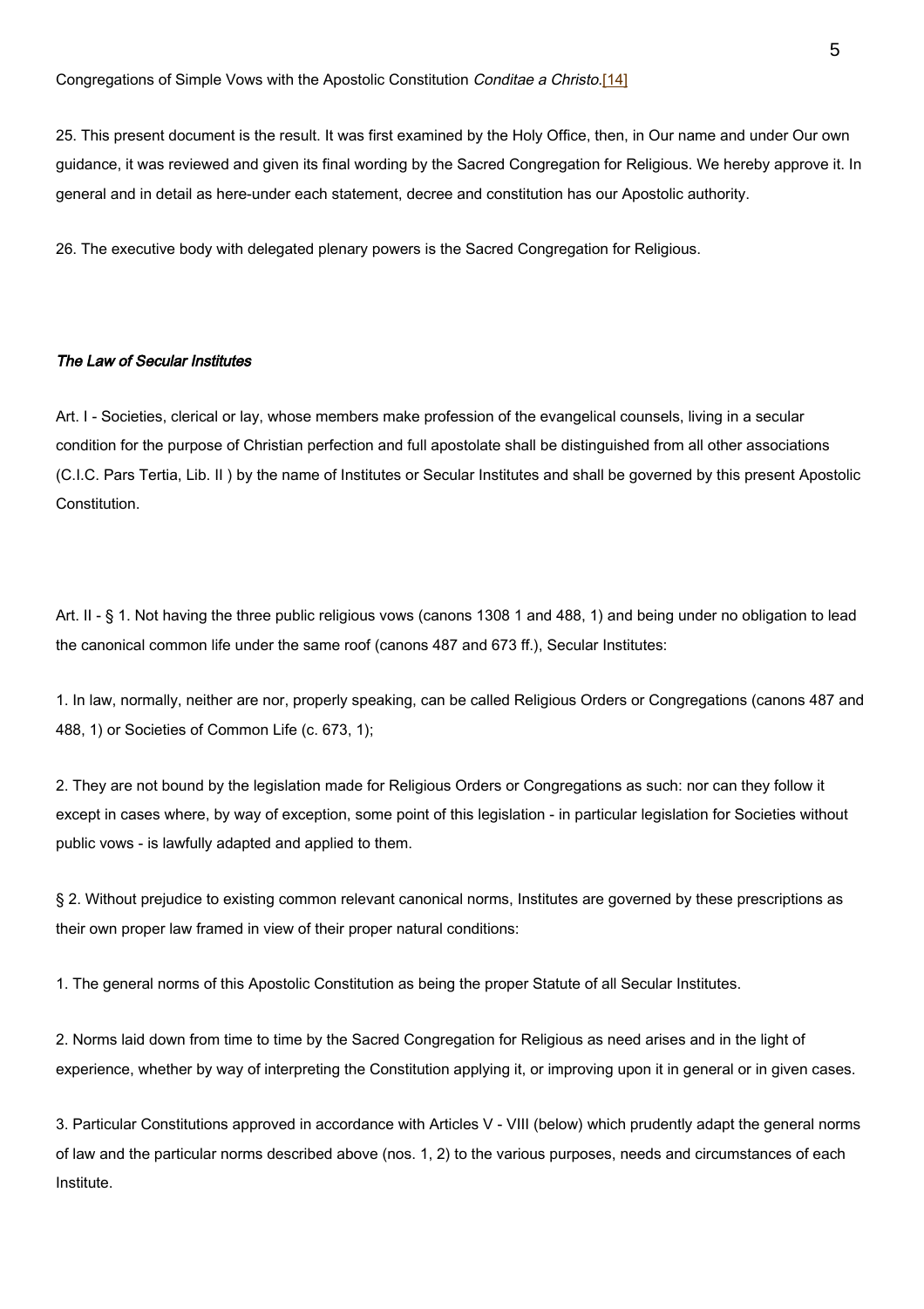Congregations of Simple Vows with the Apostolic Constitution *Conditae a Christo*.[14]

25. This present document is the result. It was first examined by the Holy Office, then, in Our name and under Our own guidance, it was reviewed and given its final wording by the Sacred Congregation for Religious. We hereby approve it. In general and in detail as here-under each statement, decree and constitution has our Apostolic authority.

26. The executive body with delegated plenary powers is the Sacred Congregation for Religious.

***The Law of Secular Institutes***

Art. I - Societies, clerical or lay, whose members make profession of the evangelical counsels, living in a secular condition for the purpose of Christian perfection and full apostolate shall be distinguished from all other associations (C.I.C. Pars Tertia, Lib. II ) by the name of Institutes or Secular Institutes and shall be governed by this present Apostolic Constitution.

Art. II - § 1. Not having the three public religious vows (canons 1308 1 and 488, 1) and being under no obligation to lead the canonical common life under the same roof (canons 487 and 673 ff.), Secular Institutes:

1. In law, normally, neither are nor, properly speaking, can be called Religious Orders or Congregations (canons 487 and 488, 1) or Societies of Common Life (c. 673, 1);

2. They are not bound by the legislation made for Religious Orders or Congregations as such: nor can they follow it except in cases where, by way of exception, some point of this legislation - in particular legislation for Societies without public vows - is lawfully adapted and applied to them.

§ 2. Without prejudice to existing common relevant canonical norms, Institutes are governed by these prescriptions as their own proper law framed in view of their proper natural conditions:

1. The general norms of this Apostolic Constitution as being the proper Statute of all Secular Institutes.

2. Norms laid down from time to time by the Sacred Congregation for Religious as need arises and in the light of experience, whether by way of interpreting the Constitution applying it, or improving upon it in general or in given cases.

3. Particular Constitutions approved in accordance with Articles V - VIII (below) which prudently adapt the general norms of law and the particular norms described above (nos. 1, 2) to the various purposes, needs and circumstances of each Institute.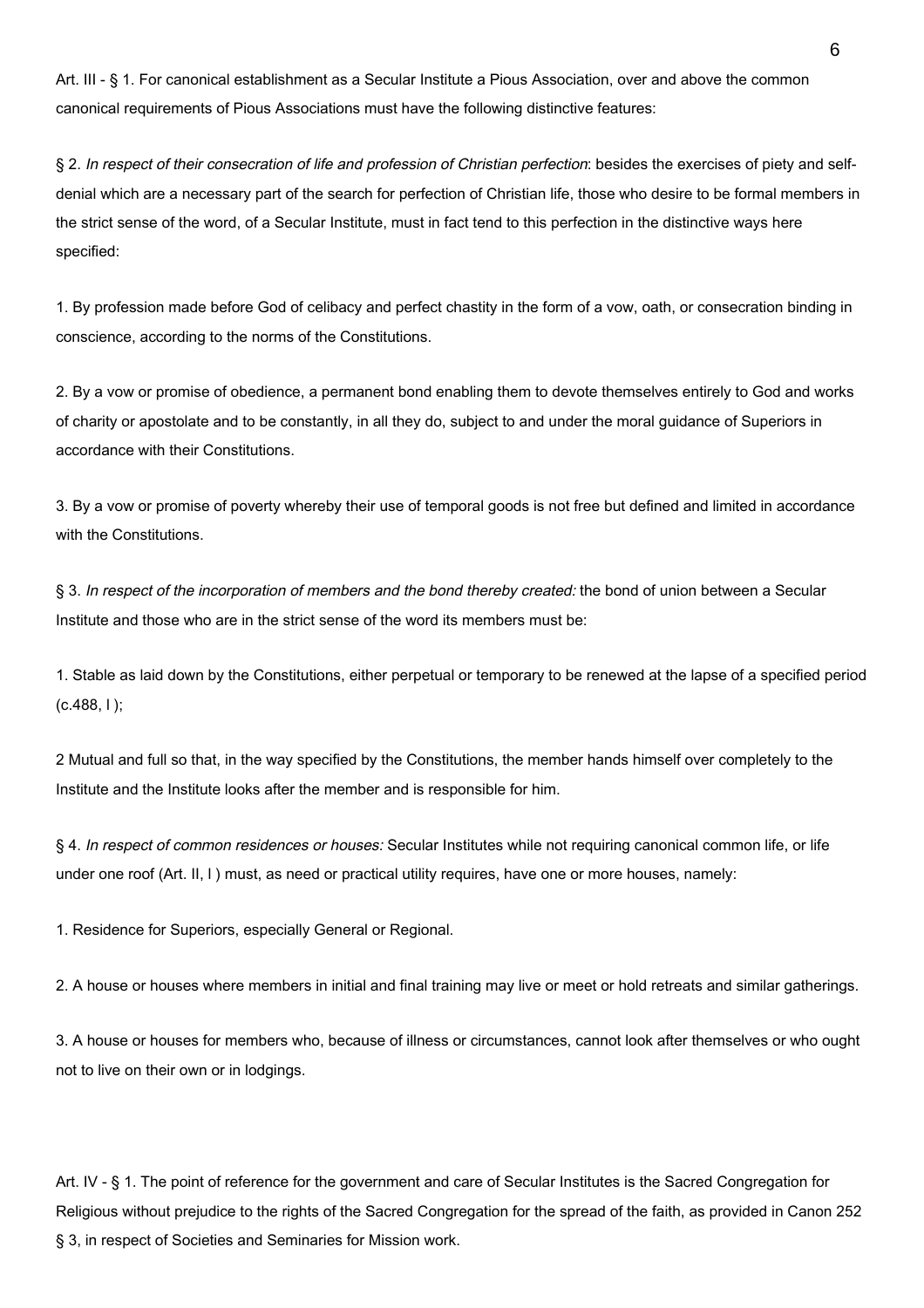Art. III - § 1. For canonical establishment as a Secular Institute a Pious Association, over and above the common canonical requirements of Pious Associations must have the following distinctive features:

§ 2. *In respect of their consecration of life and profession of Christian perfection*: besides the exercises of piety and self-denial which are a necessary part of the search for perfection of Christian life, those who desire to be formal members in the strict sense of the word, of a Secular Institute, must in fact tend to this perfection in the distinctive ways here specified:

1. By profession made before God of celibacy and perfect chastity in the form of a vow, oath, or consecration binding in conscience, according to the norms of the Constitutions.

2. By a vow or promise of obedience, a permanent bond enabling them to devote themselves entirely to God and works of charity or apostolate and to be constantly, in all they do, subject to and under the moral guidance of Superiors in accordance with their Constitutions.

3. By a vow or promise of poverty whereby their use of temporal goods is not free but defined and limited in accordance with the Constitutions.

§ 3. *In respect of the incorporation of members and the bond thereby created:* the bond of union between a Secular Institute and those who are in the strict sense of the word its members must be:

1. Stable as laid down by the Constitutions, either perpetual or temporary to be renewed at the lapse of a specified period (c.488, I );

2 Mutual and full so that, in the way specified by the Constitutions, the member hands himself over completely to the Institute and the Institute looks after the member and is responsible for him.

§ 4. *In respect of common residences or houses:* Secular Institutes while not requiring canonical common life, or life under one roof (Art. II, I ) must, as need or practical utility requires, have one or more houses, namely:

1. Residence for Superiors, especially General or Regional.

2. A house or houses where members in initial and final training may live or meet or hold retreats and similar gatherings.

3. A house or houses for members who, because of illness or circumstances, cannot look after themselves or who ought not to live on their own or in lodgings.

Art. IV - § 1. The point of reference for the government and care of Secular Institutes is the Sacred Congregation for Religious without prejudice to the rights of the Sacred Congregation for the spread of the faith, as provided in Canon 252 § 3, in respect of Societies and Seminaries for Mission work.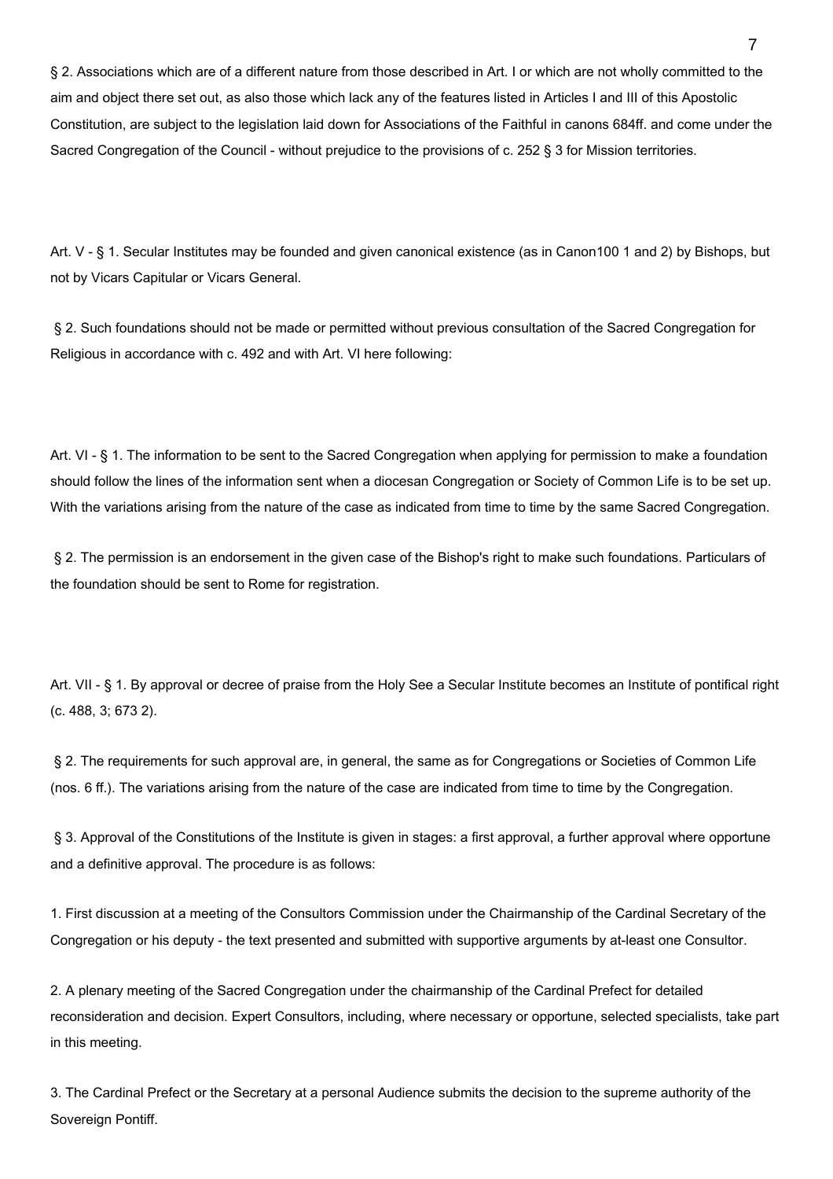§ 2. Associations which are of a different nature from those described in Art. I or which are not wholly committed to the aim and object there set out, as also those which lack any of the features listed in Articles I and III of this Apostolic Constitution, are subject to the legislation laid down for Associations of the Faithful in canons 684ff. and come under the Sacred Congregation of the Council - without prejudice to the provisions of c. 252 § 3 for Mission territories.

Art. V - § 1. Secular Institutes may be founded and given canonical existence (as in Canon100 1 and 2) by Bishops, but not by Vicars Capitular or Vicars General.

§ 2. Such foundations should not be made or permitted without previous consultation of the Sacred Congregation for Religious in accordance with c. 492 and with Art. VI here following:

Art. VI - § 1. The information to be sent to the Sacred Congregation when applying for permission to make a foundation should follow the lines of the information sent when a diocesan Congregation or Society of Common Life is to be set up. With the variations arising from the nature of the case as indicated from time to time by the same Sacred Congregation.

§ 2. The permission is an endorsement in the given case of the Bishop's right to make such foundations. Particulars of the foundation should be sent to Rome for registration.

Art. VII - § 1. By approval or decree of praise from the Holy See a Secular Institute becomes an Institute of pontifical right (c. 488, 3; 673 2).

§ 2. The requirements for such approval are, in general, the same as for Congregations or Societies of Common Life (nos. 6 ff.). The variations arising from the nature of the case are indicated from time to time by the Congregation.

§ 3. Approval of the Constitutions of the Institute is given in stages: a first approval, a further approval where opportune and a definitive approval. The procedure is as follows:

1. First discussion at a meeting of the Consultors Commission under the Chairmanship of the Cardinal Secretary of the Congregation or his deputy - the text presented and submitted with supportive arguments by at-least one Consultor.

2. A plenary meeting of the Sacred Congregation under the chairmanship of the Cardinal Prefect for detailed reconsideration and decision. Expert Consultors, including, where necessary or opportune, selected specialists, take part in this meeting.

3. The Cardinal Prefect or the Secretary at a personal Audience submits the decision to the supreme authority of the Sovereign Pontiff.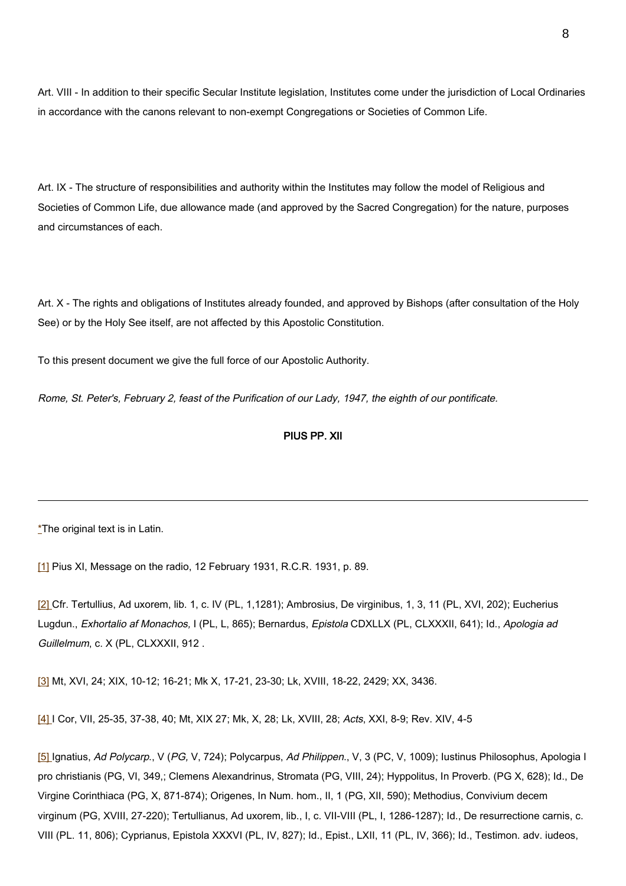Art. VIII - In addition to their specific Secular Institute legislation, Institutes come under the jurisdiction of Local Ordinaries in accordance with the canons relevant to non-exempt Congregations or Societies of Common Life.

Art. IX - The structure of responsibilities and authority within the Institutes may follow the model of Religious and Societies of Common Life, due allowance made (and approved by the Sacred Congregation) for the nature, purposes and circumstances of each.

Art. X - The rights and obligations of Institutes already founded, and approved by Bishops (after consultation of the Holy See) or by the Holy See itself, are not affected by this Apostolic Constitution.

To this present document we give the full force of our Apostolic Authority.

*Rome, St. Peter's, February 2, feast of the Purification of our Lady, 1947, the eighth of our pontificate.*

**PIUS PP. XII**

---

*The original text is in Latin.

[1] Pius XI, Message on the radio, 12 February 1931, R.C.R. 1931, p. 89.

[2] Cfr. Tertullius, Ad uxorem, lib. 1, c. IV (PL, 1,1281); Ambrosius, De virginibus, 1, 3, 11 (PL, XVI, 202); Eucherius Lugdun., *Exhortalio af Monachos,* I (PL, L, 865); Bernardus, *Epistola* CDXLLX (PL, CLXXXII, 641); Id., *Apologia ad Guillelmum*, c. X (PL, CLXXXII, 912 .

[3] Mt, XVI, 24; XIX, 10-12; 16-21; Mk X, 17-21, 23-30; Lk, XVIII, 18-22, 2429; XX, 3436.

[4] I Cor, VII, 25-35, 37-38, 40; Mt, XIX 27; Mk, X, 28; Lk, XVIII, 28; *Acts*, XXI, 8-9; Rev. XIV, 4-5

[5] Ignatius, *Ad Polycarp.*, V (*PG,* V, 724); Polycarpus, *Ad Philippen.*, V, 3 (PC, V, 1009); Iustinus Philosophus, Apologia I pro christianis (PG, VI, 349,; Clemens Alexandrinus, Stromata (PG, VIII, 24); Hyppolitus, In Proverb. (PG X, 628); Id., De Virgine Corinthiaca (PG, X, 871-874); Origenes, In Num. hom., II, 1 (PG, XII, 590); Methodius, Convivium decem virginum (PG, XVIII, 27-220); Tertullianus, Ad uxorem, lib., I, c. VII-VIII (PL, I, 1286-1287); Id., De resurrectione carnis, c. VIII (PL. 11, 806); Cyprianus, Epistola XXXVI (PL, IV, 827); Id., Epist., LXII, 11 (PL, IV, 366); Id., Testimon. adv. iudeos,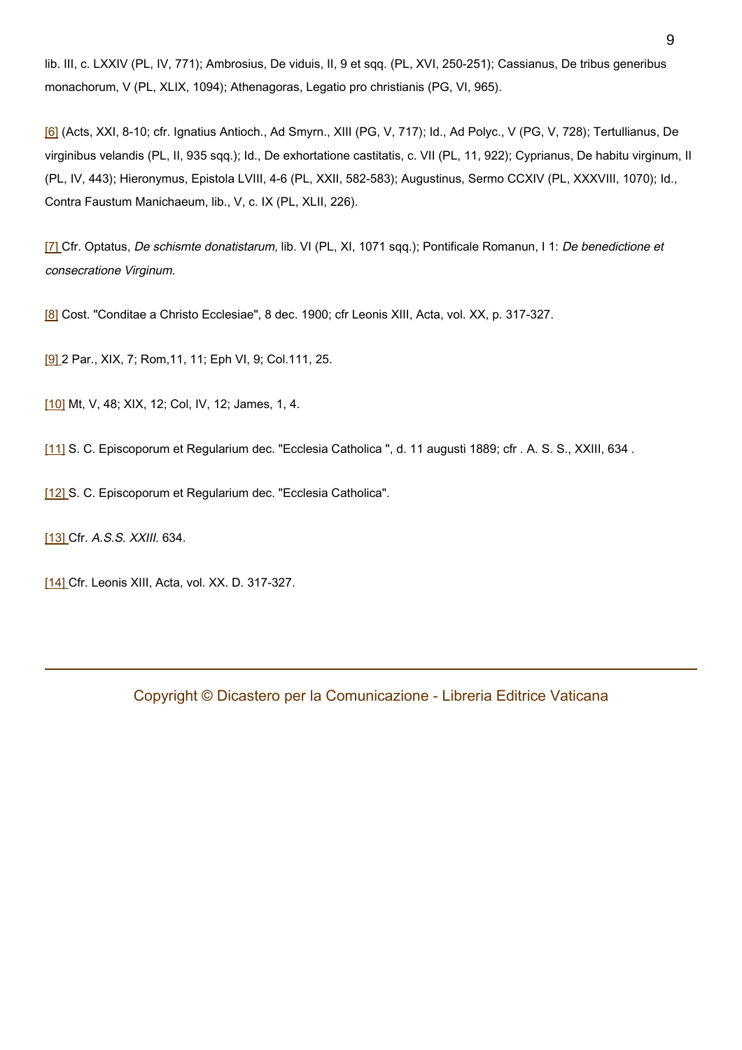lib. III, c. LXXIV (PL, IV, 771); Ambrosius, De viduis, II, 9 et sqq. (PL, XVI, 250-251); Cassianus, De tribus generibus monachorum, V (PL, XLIX, 1094); Athenagoras, Legatio pro christianis (PG, VI, 965).

[6] (Acts, XXI, 8-10; cfr. Ignatius Antioch., Ad Smyrn., XIII (PG, V, 717); Id., Ad Polyc., V (PG, V, 728); Tertullianus, De virginibus velandis (PL, II, 935 sqq.); Id., De exhortatione castitatis, c. VII (PL, 11, 922); Cyprianus, De habitu virginum, II (PL, IV, 443); Hieronymus, Epistola LVIII, 4-6 (PL, XXII, 582-583); Augustinus, Sermo CCXIV (PL, XXXVIII, 1070); Id., Contra Faustum Manichaeum, lib., V, c. IX (PL, XLII, 226).

[7] Cfr. Optatus, *De schismte donatistarum,* lib. VI (PL, XI, 1071 sqq.); Pontificale Romanun, I 1: *De benedictione et consecratione Virginum.*

[8] Cost. "Conditae a Christo Ecclesiae", 8 dec. 1900; cfr Leonis XIII, Acta, vol. XX, p. 317-327.

[9] 2 Par., XIX, 7; Rom,11, 11; Eph VI, 9; Col.111, 25.

[10] Mt, V, 48; XIX, 12; Col, IV, 12; James, 1, 4.

[11] S. C. Episcoporum et Regularium dec. "Ecclesia Catholica ", d. 11 augusti 1889; cfr . A. S. S., XXIII, 634 .

[12] S. C. Episcoporum et Regularium dec. "Ecclesia Catholica".

[13] Cfr. *A.S.S. XXIII.* 634.

[14] Cfr. Leonis XIII, Acta, vol. XX. D. 317-327.

Copyright © Dicastero per la Comunicazione - Libreria Editrice Vaticana